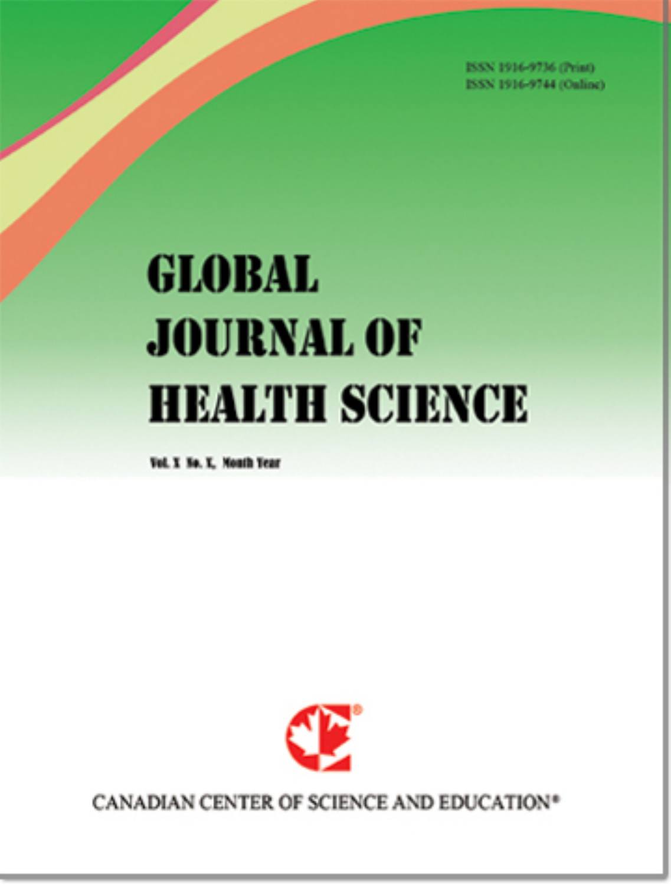ISSN 1916-9736 (Print)
ISSN 1916-9744 (Online)

# GLOBAL JOURNAL OF HEALTH SCIENCE

Vol. X No. X, Month Year

CANADIAN CENTER OF SCIENCE AND EDUCATION®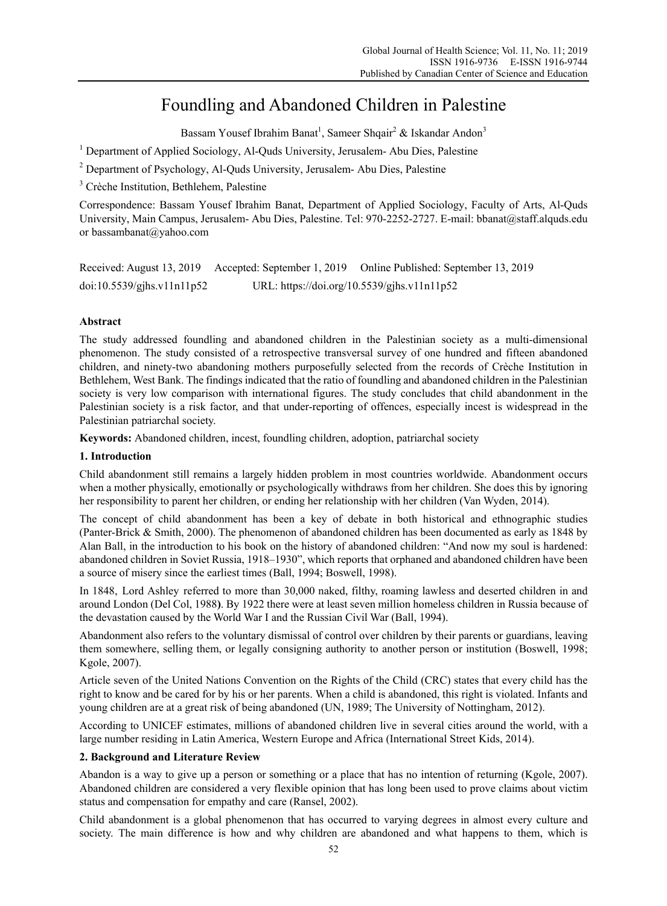# Foundling and Abandoned Children in Palestine

Bassam Yousef Ibrahim Banat[1], Sameer Shqair[2] & Iskandar Andon[3]

[1] Department of Applied Sociology, Al-Quds University, Jerusalem- Abu Dies, Palestine

[2] Department of Psychology, Al-Quds University, Jerusalem- Abu Dies, Palestine

[3] Crèche Institution, Bethlehem, Palestine

Correspondence: Bassam Yousef Ibrahim Banat, Department of Applied Sociology, Faculty of Arts, Al-Quds University, Main Campus, Jerusalem- Abu Dies, Palestine. Tel: 970-2252-2727. E-mail: bbanat@staff.alquds.edu or bassambanat@yahoo.com

Received: August 13, 2019 Accepted: September 1, 2019 Online Published: September 13, 2019

doi:10.5539/gjhs.v11n11p52 URL: https://doi.org/10.5539/gjhs.v11n11p52

**Abstract**

The study addressed foundling and abandoned children in the Palestinian society as a multi-dimensional phenomenon. The study consisted of a retrospective transversal survey of one hundred and fifteen abandoned children, and ninety-two abandoning mothers purposefully selected from the records of Crèche Institution in Bethlehem, West Bank. The findings indicated that the ratio of foundling and abandoned children in the Palestinian society is very low comparison with international figures. The study concludes that child abandonment in the Palestinian society is a risk factor, and that under-reporting of offences, especially incest is widespread in the Palestinian patriarchal society.

**Keywords:** Abandoned children, incest, foundling children, adoption, patriarchal society

## 1. Introduction

Child abandonment still remains a largely hidden problem in most countries worldwide. Abandonment occurs when a mother physically, emotionally or psychologically withdraws from her children. She does this by ignoring her responsibility to parent her children, or ending her relationship with her children (Van Wyden, 2014).

The concept of child abandonment has been a key of debate in both historical and ethnographic studies (Panter-Brick & Smith, 2000). The phenomenon of abandoned children has been documented as early as 1848 by Alan Ball, in the introduction to his book on the history of abandoned children: "And now my soul is hardened: abandoned children in Soviet Russia, 1918–1930", which reports that orphaned and abandoned children have been a source of misery since the earliest times (Ball, 1994; Boswell, 1998).

In 1848, Lord Ashley referred to more than 30,000 naked, filthy, roaming lawless and deserted children in and around London (Del Col, 1988). By 1922 there were at least seven million homeless children in Russia because of the devastation caused by the World War I and the Russian Civil War (Ball, 1994).

Abandonment also refers to the voluntary dismissal of control over children by their parents or guardians, leaving them somewhere, selling them, or legally consigning authority to another person or institution (Boswell, 1998; Kgole, 2007).

Article seven of the United Nations Convention on the Rights of the Child (CRC) states that every child has the right to know and be cared for by his or her parents. When a child is abandoned, this right is violated. Infants and young children are at a great risk of being abandoned (UN, 1989; The University of Nottingham, 2012).

According to UNICEF estimates, millions of abandoned children live in several cities around the world, with a large number residing in Latin America, Western Europe and Africa (International Street Kids, 2014).

## 2. Background and Literature Review

Abandon is a way to give up a person or something or a place that has no intention of returning (Kgole, 2007). Abandoned children are considered a very flexible opinion that has long been used to prove claims about victim status and compensation for empathy and care (Ransel, 2002).

Child abandonment is a global phenomenon that has occurred to varying degrees in almost every culture and society. The main difference is how and why children are abandoned and what happens to them, which is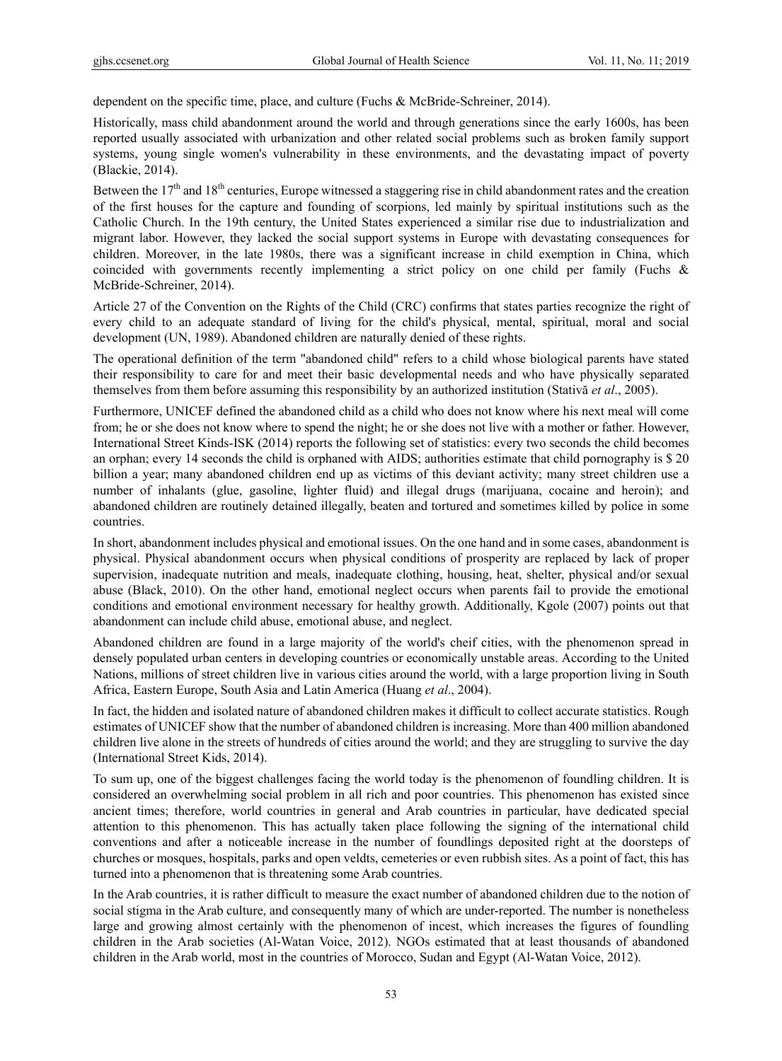dependent on the specific time, place, and culture (Fuchs & McBride-Schreiner, 2014).

Historically, mass child abandonment around the world and through generations since the early 1600s, has been reported usually associated with urbanization and other related social problems such as broken family support systems, young single women's vulnerability in these environments, and the devastating impact of poverty (Blackie, 2014).

Between the 17th and 18th centuries, Europe witnessed a staggering rise in child abandonment rates and the creation of the first houses for the capture and founding of scorpions, led mainly by spiritual institutions such as the Catholic Church. In the 19th century, the United States experienced a similar rise due to industrialization and migrant labor. However, they lacked the social support systems in Europe with devastating consequences for children. Moreover, in the late 1980s, there was a significant increase in child exemption in China, which coincided with governments recently implementing a strict policy on one child per family (Fuchs & McBride-Schreiner, 2014).

Article 27 of the Convention on the Rights of the Child (CRC) confirms that states parties recognize the right of every child to an adequate standard of living for the child's physical, mental, spiritual, moral and social development (UN, 1989). Abandoned children are naturally denied of these rights.

The operational definition of the term "abandoned child" refers to a child whose biological parents have stated their responsibility to care for and meet their basic developmental needs and who have physically separated themselves from them before assuming this responsibility by an authorized institution (Stativă *et al*., 2005).

Furthermore, UNICEF defined the abandoned child as a child who does not know where his next meal will come from; he or she does not know where to spend the night; he or she does not live with a mother or father. However, International Street Kinds-ISK (2014) reports the following set of statistics: every two seconds the child becomes an orphan; every 14 seconds the child is orphaned with AIDS; authorities estimate that child pornography is $ 20 billion a year; many abandoned children end up as victims of this deviant activity; many street children use a number of inhalants (glue, gasoline, lighter fluid) and illegal drugs (marijuana, cocaine and heroin); and abandoned children are routinely detained illegally, beaten and tortured and sometimes killed by police in some countries.

In short, abandonment includes physical and emotional issues. On the one hand and in some cases, abandonment is physical. Physical abandonment occurs when physical conditions of prosperity are replaced by lack of proper supervision, inadequate nutrition and meals, inadequate clothing, housing, heat, shelter, physical and/or sexual abuse (Black, 2010). On the other hand, emotional neglect occurs when parents fail to provide the emotional conditions and emotional environment necessary for healthy growth. Additionally, Kgole (2007) points out that abandonment can include child abuse, emotional abuse, and neglect.

Abandoned children are found in a large majority of the world's cheif cities, with the phenomenon spread in densely populated urban centers in developing countries or economically unstable areas. According to the United Nations, millions of street children live in various cities around the world, with a large proportion living in South Africa, Eastern Europe, South Asia and Latin America (Huang *et al*., 2004).

In fact, the hidden and isolated nature of abandoned children makes it difficult to collect accurate statistics. Rough estimates of UNICEF show that the number of abandoned children is increasing. More than 400 million abandoned children live alone in the streets of hundreds of cities around the world; and they are struggling to survive the day (International Street Kids, 2014).

To sum up, one of the biggest challenges facing the world today is the phenomenon of foundling children. It is considered an overwhelming social problem in all rich and poor countries. This phenomenon has existed since ancient times; therefore, world countries in general and Arab countries in particular, have dedicated special attention to this phenomenon. This has actually taken place following the signing of the international child conventions and after a noticeable increase in the number of foundlings deposited right at the doorsteps of churches or mosques, hospitals, parks and open veldts, cemeteries or even rubbish sites. As a point of fact, this has turned into a phenomenon that is threatening some Arab countries.

In the Arab countries, it is rather difficult to measure the exact number of abandoned children due to the notion of social stigma in the Arab culture, and consequently many of which are under-reported. The number is nonetheless large and growing almost certainly with the phenomenon of incest, which increases the figures of foundling children in the Arab societies (Al-Watan Voice, 2012). NGOs estimated that at least thousands of abandoned children in the Arab world, most in the countries of Morocco, Sudan and Egypt (Al-Watan Voice, 2012).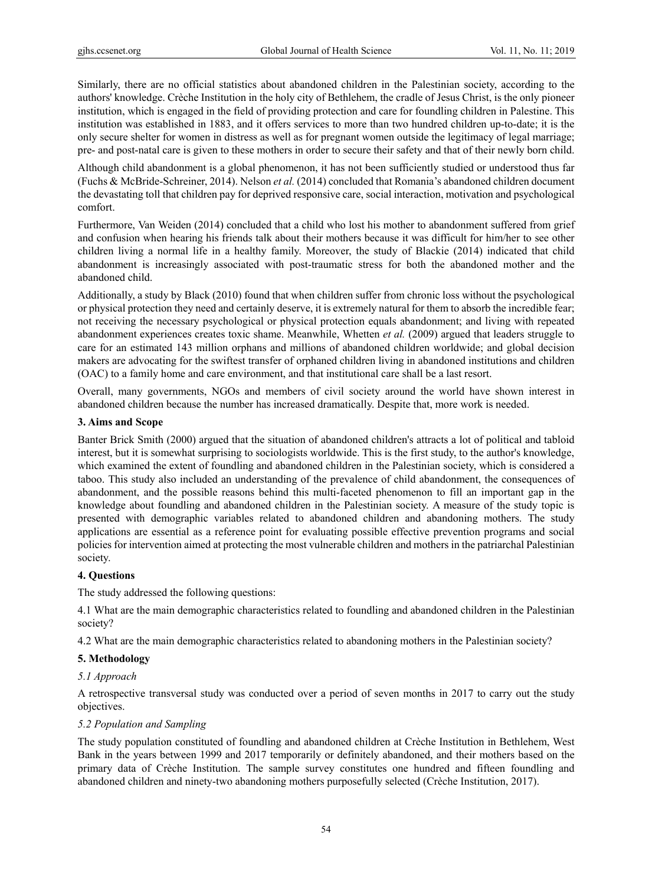Similarly, there are no official statistics about abandoned children in the Palestinian society, according to the authors' knowledge. Crèche Institution in the holy city of Bethlehem, the cradle of Jesus Christ, is the only pioneer institution, which is engaged in the field of providing protection and care for foundling children in Palestine. This institution was established in 1883, and it offers services to more than two hundred children up-to-date; it is the only secure shelter for women in distress as well as for pregnant women outside the legitimacy of legal marriage; pre- and post-natal care is given to these mothers in order to secure their safety and that of their newly born child.

Although child abandonment is a global phenomenon, it has not been sufficiently studied or understood thus far (Fuchs & McBride-Schreiner, 2014). Nelson *et al.* (2014) concluded that Romania's abandoned children document the devastating toll that children pay for deprived responsive care, social interaction, motivation and psychological comfort.

Furthermore, Van Weiden (2014) concluded that a child who lost his mother to abandonment suffered from grief and confusion when hearing his friends talk about their mothers because it was difficult for him/her to see other children living a normal life in a healthy family. Moreover, the study of Blackie (2014) indicated that child abandonment is increasingly associated with post-traumatic stress for both the abandoned mother and the abandoned child.

Additionally, a study by Black (2010) found that when children suffer from chronic loss without the psychological or physical protection they need and certainly deserve, it is extremely natural for them to absorb the incredible fear; not receiving the necessary psychological or physical protection equals abandonment; and living with repeated abandonment experiences creates toxic shame. Meanwhile, Whetten *et al.* (2009) argued that leaders struggle to care for an estimated 143 million orphans and millions of abandoned children worldwide; and global decision makers are advocating for the swiftest transfer of orphaned children living in abandoned institutions and children (OAC) to a family home and care environment, and that institutional care shall be a last resort.

Overall, many governments, NGOs and members of civil society around the world have shown interest in abandoned children because the number has increased dramatically. Despite that, more work is needed.

## 3. Aims and Scope

Banter Brick Smith (2000) argued that the situation of abandoned children's attracts a lot of political and tabloid interest, but it is somewhat surprising to sociologists worldwide. This is the first study, to the author's knowledge, which examined the extent of foundling and abandoned children in the Palestinian society, which is considered a taboo. This study also included an understanding of the prevalence of child abandonment, the consequences of abandonment, and the possible reasons behind this multi-faceted phenomenon to fill an important gap in the knowledge about foundling and abandoned children in the Palestinian society. A measure of the study topic is presented with demographic variables related to abandoned children and abandoning mothers. The study applications are essential as a reference point for evaluating possible effective prevention programs and social policies for intervention aimed at protecting the most vulnerable children and mothers in the patriarchal Palestinian society.

## 4. Questions

The study addressed the following questions:

4.1 What are the main demographic characteristics related to foundling and abandoned children in the Palestinian society?

4.2 What are the main demographic characteristics related to abandoning mothers in the Palestinian society?

## 5. Methodology

### *5.1 Approach*

A retrospective transversal study was conducted over a period of seven months in 2017 to carry out the study objectives.

### *5.2 Population and Sampling*

The study population constituted of foundling and abandoned children at Crèche Institution in Bethlehem, West Bank in the years between 1999 and 2017 temporarily or definitely abandoned, and their mothers based on the primary data of Crèche Institution. The sample survey constitutes one hundred and fifteen foundling and abandoned children and ninety-two abandoning mothers purposefully selected (Crèche Institution, 2017).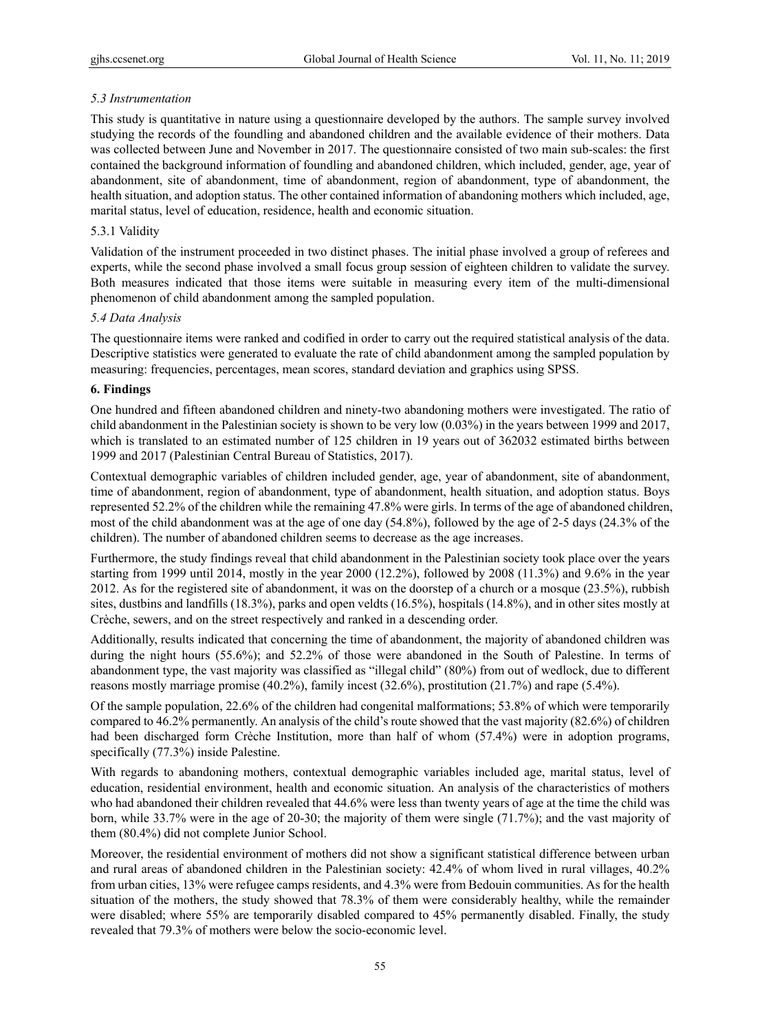*5.3 Instrumentation*

This study is quantitative in nature using a questionnaire developed by the authors. The sample survey involved studying the records of the foundling and abandoned children and the available evidence of their mothers. Data was collected between June and November in 2017. The questionnaire consisted of two main sub-scales: the first contained the background information of foundling and abandoned children, which included, gender, age, year of abandonment, site of abandonment, time of abandonment, region of abandonment, type of abandonment, the health situation, and adoption status. The other contained information of abandoning mothers which included, age, marital status, level of education, residence, health and economic situation.

5.3.1 Validity

Validation of the instrument proceeded in two distinct phases. The initial phase involved a group of referees and experts, while the second phase involved a small focus group session of eighteen children to validate the survey. Both measures indicated that those items were suitable in measuring every item of the multi-dimensional phenomenon of child abandonment among the sampled population.

*5.4 Data Analysis*

The questionnaire items were ranked and codified in order to carry out the required statistical analysis of the data. Descriptive statistics were generated to evaluate the rate of child abandonment among the sampled population by measuring: frequencies, percentages, mean scores, standard deviation and graphics using SPSS.

**6. Findings**

One hundred and fifteen abandoned children and ninety-two abandoning mothers were investigated. The ratio of child abandonment in the Palestinian society is shown to be very low (0.03%) in the years between 1999 and 2017, which is translated to an estimated number of 125 children in 19 years out of 362032 estimated births between 1999 and 2017 (Palestinian Central Bureau of Statistics, 2017).

Contextual demographic variables of children included gender, age, year of abandonment, site of abandonment, time of abandonment, region of abandonment, type of abandonment, health situation, and adoption status. Boys represented 52.2% of the children while the remaining 47.8% were girls. In terms of the age of abandoned children, most of the child abandonment was at the age of one day (54.8%), followed by the age of 2-5 days (24.3% of the children). The number of abandoned children seems to decrease as the age increases.

Furthermore, the study findings reveal that child abandonment in the Palestinian society took place over the years starting from 1999 until 2014, mostly in the year 2000 (12.2%), followed by 2008 (11.3%) and 9.6% in the year 2012. As for the registered site of abandonment, it was on the doorstep of a church or a mosque (23.5%), rubbish sites, dustbins and landfills (18.3%), parks and open veldts (16.5%), hospitals (14.8%), and in other sites mostly at Crèche, sewers, and on the street respectively and ranked in a descending order.

Additionally, results indicated that concerning the time of abandonment, the majority of abandoned children was during the night hours (55.6%); and 52.2% of those were abandoned in the South of Palestine. In terms of abandonment type, the vast majority was classified as "illegal child" (80%) from out of wedlock, due to different reasons mostly marriage promise (40.2%), family incest (32.6%), prostitution (21.7%) and rape (5.4%).

Of the sample population, 22.6% of the children had congenital malformations; 53.8% of which were temporarily compared to 46.2% permanently. An analysis of the child's route showed that the vast majority (82.6%) of children had been discharged form Crèche Institution, more than half of whom (57.4%) were in adoption programs, specifically (77.3%) inside Palestine.

With regards to abandoning mothers, contextual demographic variables included age, marital status, level of education, residential environment, health and economic situation. An analysis of the characteristics of mothers who had abandoned their children revealed that 44.6% were less than twenty years of age at the time the child was born, while 33.7% were in the age of 20-30; the majority of them were single (71.7%); and the vast majority of them (80.4%) did not complete Junior School.

Moreover, the residential environment of mothers did not show a significant statistical difference between urban and rural areas of abandoned children in the Palestinian society: 42.4% of whom lived in rural villages, 40.2% from urban cities, 13% were refugee camps residents, and 4.3% were from Bedouin communities. As for the health situation of the mothers, the study showed that 78.3% of them were considerably healthy, while the remainder were disabled; where 55% are temporarily disabled compared to 45% permanently disabled. Finally, the study revealed that 79.3% of mothers were below the socio-economic level.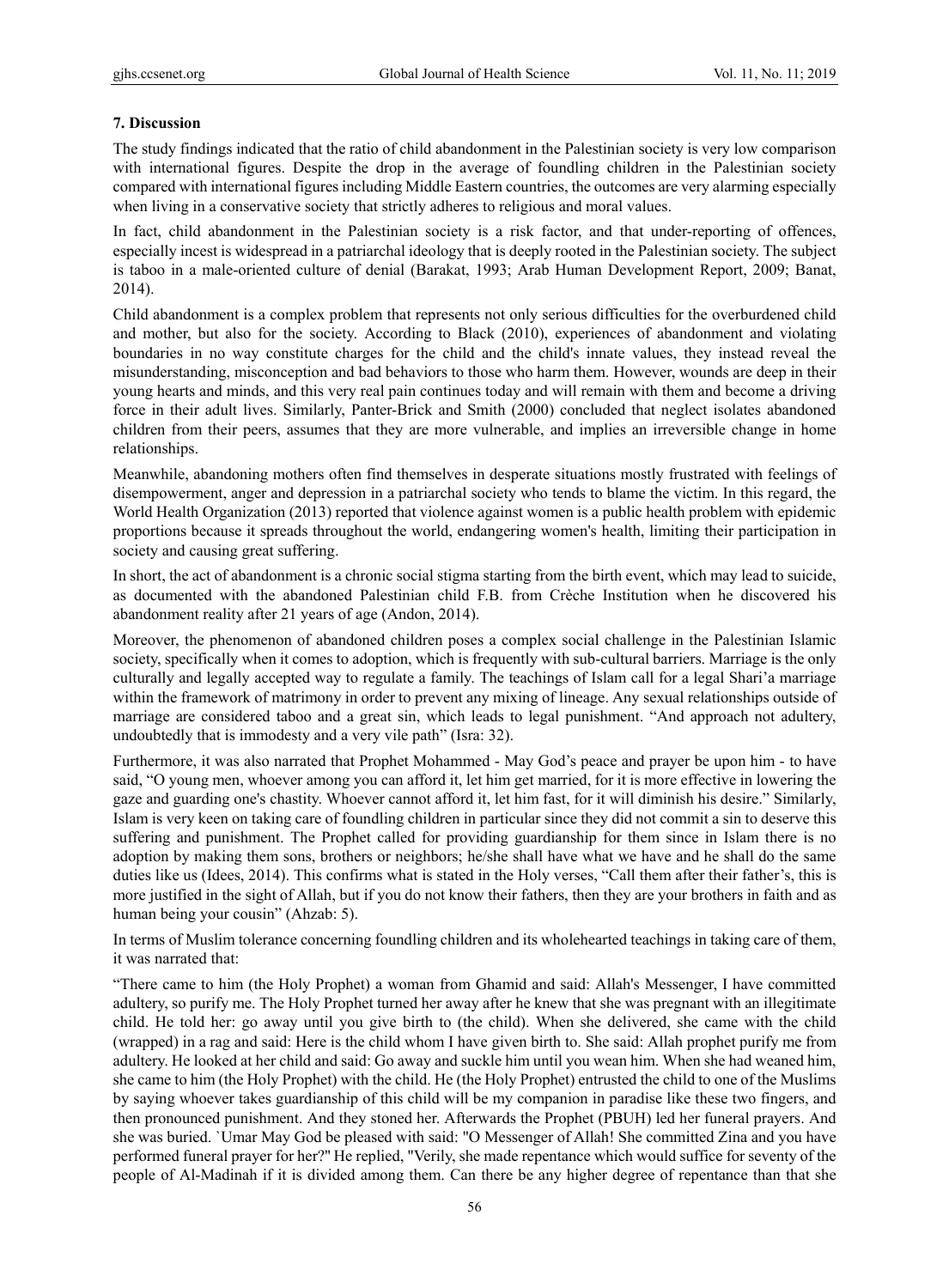## 7. Discussion

The study findings indicated that the ratio of child abandonment in the Palestinian society is very low comparison with international figures. Despite the drop in the average of foundling children in the Palestinian society compared with international figures including Middle Eastern countries, the outcomes are very alarming especially when living in a conservative society that strictly adheres to religious and moral values.

In fact, child abandonment in the Palestinian society is a risk factor, and that under-reporting of offences, especially incest is widespread in a patriarchal ideology that is deeply rooted in the Palestinian society. The subject is taboo in a male-oriented culture of denial (Barakat, 1993; Arab Human Development Report, 2009; Banat, 2014).

Child abandonment is a complex problem that represents not only serious difficulties for the overburdened child and mother, but also for the society. According to Black (2010), experiences of abandonment and violating boundaries in no way constitute charges for the child and the child's innate values, they instead reveal the misunderstanding, misconception and bad behaviors to those who harm them. However, wounds are deep in their young hearts and minds, and this very real pain continues today and will remain with them and become a driving force in their adult lives. Similarly, Panter-Brick and Smith (2000) concluded that neglect isolates abandoned children from their peers, assumes that they are more vulnerable, and implies an irreversible change in home relationships.

Meanwhile, abandoning mothers often find themselves in desperate situations mostly frustrated with feelings of disempowerment, anger and depression in a patriarchal society who tends to blame the victim. In this regard, the World Health Organization (2013) reported that violence against women is a public health problem with epidemic proportions because it spreads throughout the world, endangering women's health, limiting their participation in society and causing great suffering.

In short, the act of abandonment is a chronic social stigma starting from the birth event, which may lead to suicide, as documented with the abandoned Palestinian child F.B. from Crèche Institution when he discovered his abandonment reality after 21 years of age (Andon, 2014).

Moreover, the phenomenon of abandoned children poses a complex social challenge in the Palestinian Islamic society, specifically when it comes to adoption, which is frequently with sub-cultural barriers. Marriage is the only culturally and legally accepted way to regulate a family. The teachings of Islam call for a legal Shari'a marriage within the framework of matrimony in order to prevent any mixing of lineage. Any sexual relationships outside of marriage are considered taboo and a great sin, which leads to legal punishment. "And approach not adultery, undoubtedly that is immodesty and a very vile path" (Isra: 32).

Furthermore, it was also narrated that Prophet Mohammed - May God's peace and prayer be upon him - to have said, "O young men, whoever among you can afford it, let him get married, for it is more effective in lowering the gaze and guarding one's chastity. Whoever cannot afford it, let him fast, for it will diminish his desire." Similarly, Islam is very keen on taking care of foundling children in particular since they did not commit a sin to deserve this suffering and punishment. The Prophet called for providing guardianship for them since in Islam there is no adoption by making them sons, brothers or neighbors; he/she shall have what we have and he shall do the same duties like us (Idees, 2014). This confirms what is stated in the Holy verses, "Call them after their father's, this is more justified in the sight of Allah, but if you do not know their fathers, then they are your brothers in faith and as human being your cousin" (Ahzab: 5).

In terms of Muslim tolerance concerning foundling children and its wholehearted teachings in taking care of them, it was narrated that:

"There came to him (the Holy Prophet) a woman from Ghamid and said: Allah's Messenger, I have committed adultery, so purify me. The Holy Prophet turned her away after he knew that she was pregnant with an illegitimate child. He told her: go away until you give birth to (the child). When she delivered, she came with the child (wrapped) in a rag and said: Here is the child whom I have given birth to. She said: Allah prophet purify me from adultery. He looked at her child and said: Go away and suckle him until you wean him. When she had weaned him, she came to him (the Holy Prophet) with the child. He (the Holy Prophet) entrusted the child to one of the Muslims by saying whoever takes guardianship of this child will be my companion in paradise like these two fingers, and then pronounced punishment. And they stoned her. Afterwards the Prophet (PBUH) led her funeral prayers. And she was buried. `Umar May God be pleased with said: "O Messenger of Allah! She committed Zina and you have performed funeral prayer for her?" He replied, "Verily, she made repentance which would suffice for seventy of the people of Al-Madinah if it is divided among them. Can there be any higher degree of repentance than that she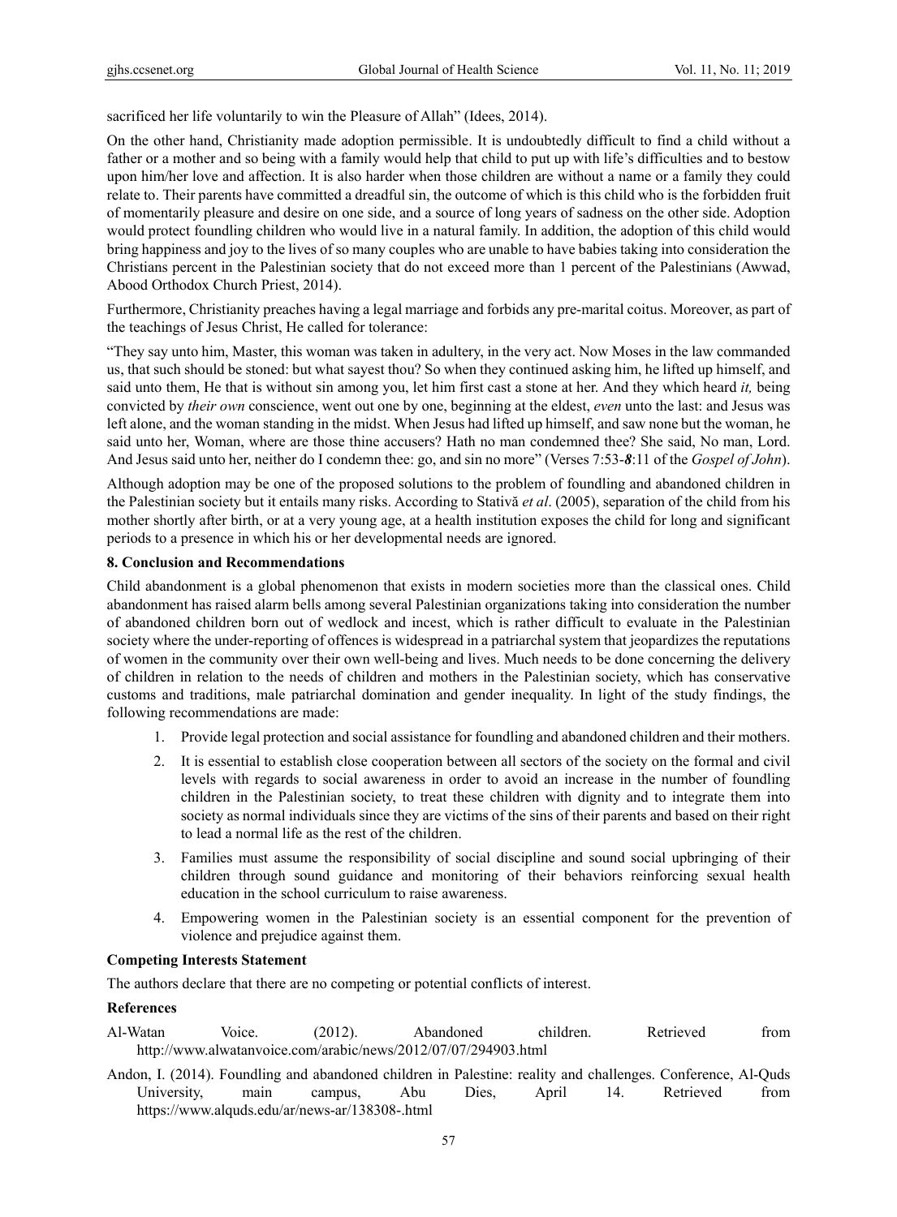sacrificed her life voluntarily to win the Pleasure of Allah" (Idees, 2014).

On the other hand, Christianity made adoption permissible. It is undoubtedly difficult to find a child without a father or a mother and so being with a family would help that child to put up with life's difficulties and to bestow upon him/her love and affection. It is also harder when those children are without a name or a family they could relate to. Their parents have committed a dreadful sin, the outcome of which is this child who is the forbidden fruit of momentarily pleasure and desire on one side, and a source of long years of sadness on the other side. Adoption would protect foundling children who would live in a natural family. In addition, the adoption of this child would bring happiness and joy to the lives of so many couples who are unable to have babies taking into consideration the Christians percent in the Palestinian society that do not exceed more than 1 percent of the Palestinians (Awwad, Abood Orthodox Church Priest, 2014).

Furthermore, Christianity preaches having a legal marriage and forbids any pre-marital coitus. Moreover, as part of the teachings of Jesus Christ, He called for tolerance:

"They say unto him, Master, this woman was taken in adultery, in the very act. Now Moses in the law commanded us, that such should be stoned: but what sayest thou? So when they continued asking him, he lifted up himself, and said unto them, He that is without sin among you, let him first cast a stone at her. And they which heard *it,* being convicted by *their own* conscience, went out one by one, beginning at the eldest, *even* unto the last: and Jesus was left alone, and the woman standing in the midst. When Jesus had lifted up himself, and saw none but the woman, he said unto her, Woman, where are those thine accusers? Hath no man condemned thee? She said, No man, Lord. And Jesus said unto her, neither do I condemn thee: go, and sin no more" (Verses 7:53-***8***:11 of the *Gospel of John*).

Although adoption may be one of the proposed solutions to the problem of foundling and abandoned children in the Palestinian society but it entails many risks. According to Stativă *et al*. (2005), separation of the child from his mother shortly after birth, or at a very young age, at a health institution exposes the child for long and significant periods to a presence in which his or her developmental needs are ignored.

## 8. Conclusion and Recommendations

Child abandonment is a global phenomenon that exists in modern societies more than the classical ones. Child abandonment has raised alarm bells among several Palestinian organizations taking into consideration the number of abandoned children born out of wedlock and incest, which is rather difficult to evaluate in the Palestinian society where the under-reporting of offences is widespread in a patriarchal system that jeopardizes the reputations of women in the community over their own well-being and lives. Much needs to be done concerning the delivery of children in relation to the needs of children and mothers in the Palestinian society, which has conservative customs and traditions, male patriarchal domination and gender inequality. In light of the study findings, the following recommendations are made:

1. Provide legal protection and social assistance for foundling and abandoned children and their mothers.
2. It is essential to establish close cooperation between all sectors of the society on the formal and civil levels with regards to social awareness in order to avoid an increase in the number of foundling children in the Palestinian society, to treat these children with dignity and to integrate them into society as normal individuals since they are victims of the sins of their parents and based on their right to lead a normal life as the rest of the children.
3. Families must assume the responsibility of social discipline and sound social upbringing of their children through sound guidance and monitoring of their behaviors reinforcing sexual health education in the school curriculum to raise awareness.
4. Empowering women in the Palestinian society is an essential component for the prevention of violence and prejudice against them.

## Competing Interests Statement

The authors declare that there are no competing or potential conflicts of interest.

## References

Al-Watan Voice. (2012). Abandoned children. Retrieved from http://www.alwatanvoice.com/arabic/news/2012/07/07/294903.html

Andon, I. (2014). Foundling and abandoned children in Palestine: reality and challenges. Conference, Al-Quds University, main campus, Abu Dies, April 14. Retrieved from https://www.alquds.edu/ar/news-ar/138308-.html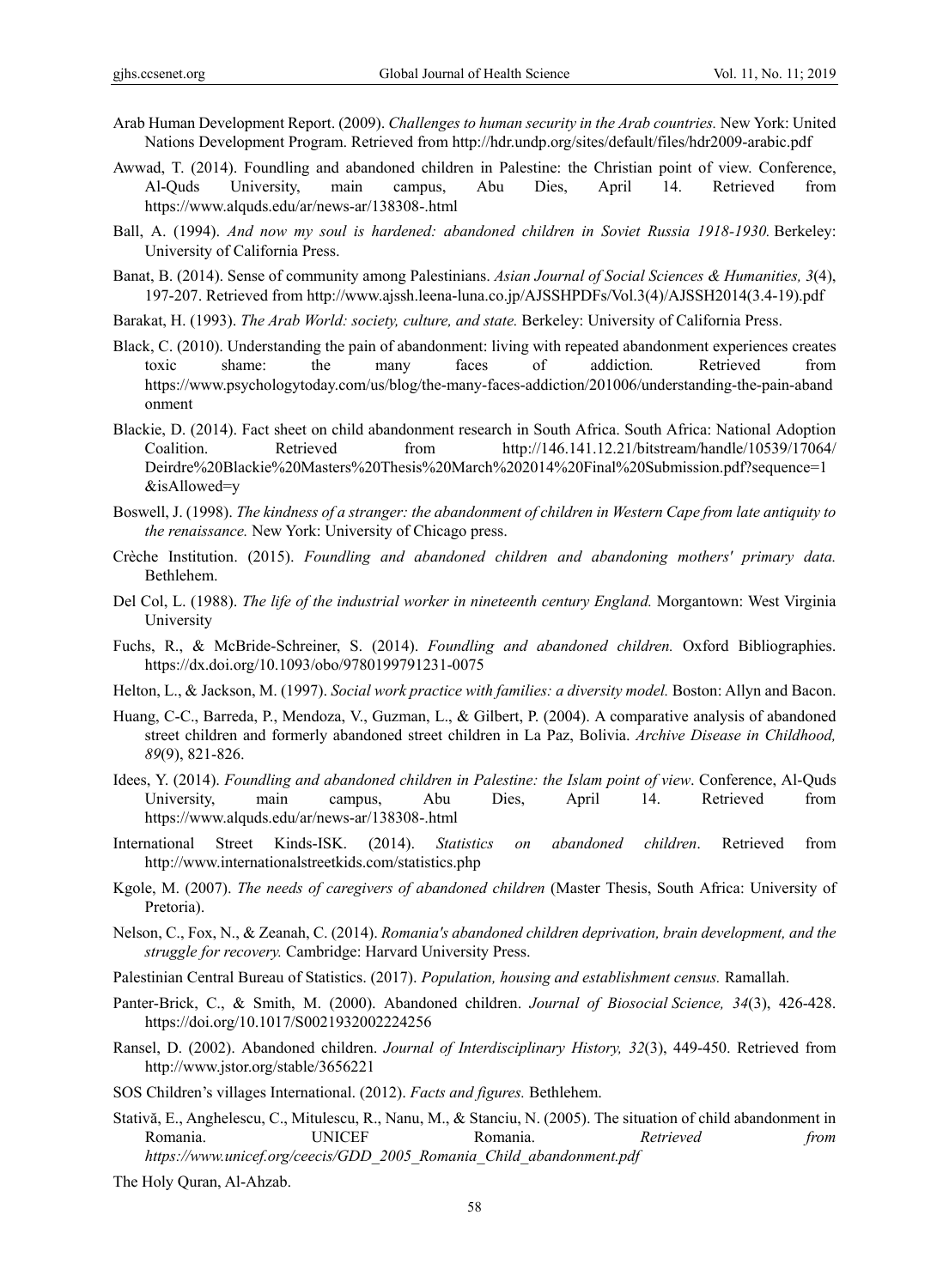Arab Human Development Report. (2009). *Challenges to human security in the Arab countries.* New York: United Nations Development Program. Retrieved from http://hdr.undp.org/sites/default/files/hdr2009-arabic.pdf

Awwad, T. (2014). Foundling and abandoned children in Palestine: the Christian point of view. Conference, Al-Quds University, main campus, Abu Dies, April 14. Retrieved from https://www.alquds.edu/ar/news-ar/138308-.html

Ball, A. (1994). *And now my soul is hardened: abandoned children in Soviet Russia 1918-1930.* Berkeley: University of California Press.

Banat, B. (2014). Sense of community among Palestinians. *Asian Journal of Social Sciences & Humanities, 3*(4), 197-207. Retrieved from http://www.ajssh.leena-luna.co.jp/AJSSHPDFs/Vol.3(4)/AJSSH2014(3.4-19).pdf

Barakat, H. (1993). *The Arab World: society, culture, and state.* Berkeley: University of California Press.

Black, C. (2010). Understanding the pain of abandonment: living with repeated abandonment experiences creates toxic shame: the many faces of addiction*.* Retrieved from https://www.psychologytoday.com/us/blog/the-many-faces-addiction/201006/understanding-the-pain-abandonment

Blackie, D. (2014). Fact sheet on child abandonment research in South Africa. South Africa: National Adoption Coalition. Retrieved from http://146.141.12.21/bitstream/handle/10539/17064/Deirdre%20Blackie%20Masters%20Thesis%20March%202014%20Final%20Submission.pdf?sequence=1&isAllowed=y

Boswell, J. (1998). *The kindness of a stranger: the abandonment of children in Western Cape from late antiquity to the renaissance.* New York: University of Chicago press.

Crèche Institution. (2015). *Foundling and abandoned children and abandoning mothers' primary data.* Bethlehem.

Del Col, L. (1988). *The life of the industrial worker in nineteenth century England.* Morgantown: West Virginia University

Fuchs, R., & McBride-Schreiner, S. (2014). *Foundling and abandoned children.* Oxford Bibliographies. https://dx.doi.org/10.1093/obo/9780199791231-0075

Helton, L., & Jackson, M. (1997). *Social work practice with families: a diversity model.* Boston: Allyn and Bacon.

Huang, C-C., Barreda, P., Mendoza, V., Guzman, L., & Gilbert, P. (2004). A comparative analysis of abandoned street children and formerly abandoned street children in La Paz, Bolivia. *Archive Disease in Childhood, 89*(9), 821-826.

Idees, Y. (2014). *Foundling and abandoned children in Palestine: the Islam point of view*. Conference, Al-Quds University, main campus, Abu Dies, April 14. Retrieved from https://www.alquds.edu/ar/news-ar/138308-.html

International Street Kinds-ISK. (2014). *Statistics on abandoned children*. Retrieved from http://www.internationalstreetkids.com/statistics.php

Kgole, M. (2007). *The needs of caregivers of abandoned children* (Master Thesis, South Africa: University of Pretoria).

Nelson, C., Fox, N., & Zeanah, C. (2014). *Romania's abandoned children deprivation, brain development, and the struggle for recovery.* Cambridge: Harvard University Press.

Palestinian Central Bureau of Statistics. (2017). *Population, housing and establishment census.* Ramallah.

Panter-Brick, C., & Smith, M. (2000). Abandoned children. *Journal of Biosocial Science, 34*(3), 426-428. https://doi.org/10.1017/S0021932002224256

Ransel, D. (2002). Abandoned children. *Journal of Interdisciplinary History, 32*(3), 449-450. Retrieved from http://www.jstor.org/stable/3656221

SOS Children's villages International. (2012). *Facts and figures.* Bethlehem.

Stativă, E., Anghelescu, C., Mitulescu, R., Nanu, M., & Stanciu, N. (2005). The situation of child abandonment in Romania. UNICEF Romania. *Retrieved from https://www.unicef.org/ceecis/GDD_2005_Romania_Child_abandonment.pdf*

The Holy Quran, Al-Ahzab.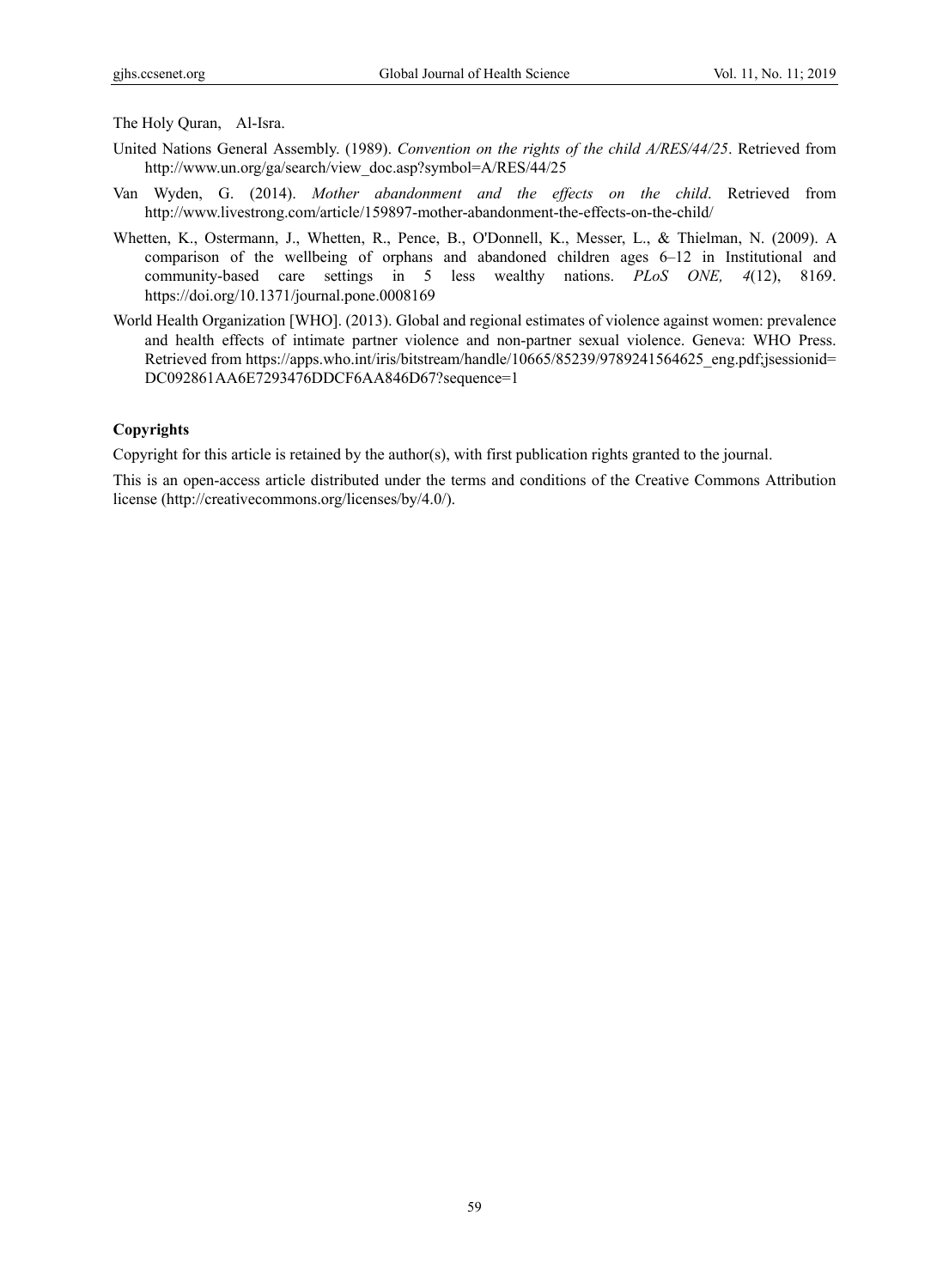The Holy Quran, Al-Isra.

United Nations General Assembly. (1989). *Convention on the rights of the child A/RES/44/25*. Retrieved from http://www.un.org/ga/search/view_doc.asp?symbol=A/RES/44/25

Van Wyden, G. (2014). *Mother abandonment and the effects on the child*. Retrieved from http://www.livestrong.com/article/159897-mother-abandonment-the-effects-on-the-child/

Whetten, K., Ostermann, J., Whetten, R., Pence, B., O'Donnell, K., Messer, L., & Thielman, N. (2009). A comparison of the wellbeing of orphans and abandoned children ages 6–12 in Institutional and community-based care settings in 5 less wealthy nations. *PLoS ONE, 4*(12), 8169. https://doi.org/10.1371/journal.pone.0008169

World Health Organization [WHO]. (2013). Global and regional estimates of violence against women: prevalence and health effects of intimate partner violence and non-partner sexual violence. Geneva: WHO Press. Retrieved from https://apps.who.int/iris/bitstream/handle/10665/85239/9789241564625_eng.pdf;jsessionid=DC092861AA6E7293476DDCF6AA846D67?sequence=1

**Copyrights**

Copyright for this article is retained by the author(s), with first publication rights granted to the journal.

This is an open-access article distributed under the terms and conditions of the Creative Commons Attribution license (http://creativecommons.org/licenses/by/4.0/).